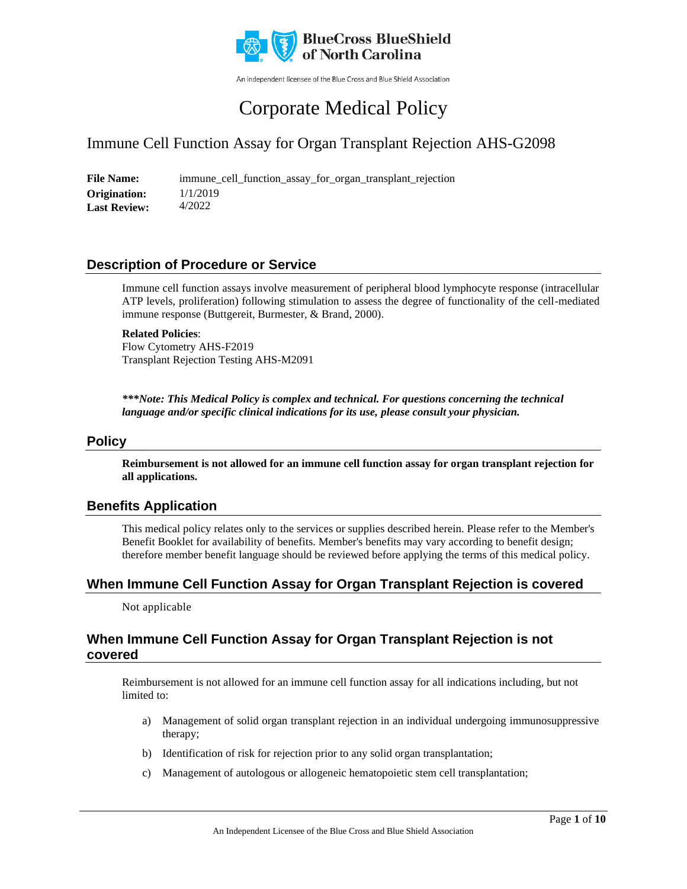BlueCross BlueShield of North Carolina

An independent licensee of the Blue Cross and Blue Shield Association

# Corporate Medical Policy

## Immune Cell Function Assay for Organ Transplant Rejection AHS-G2098

**File Name:** immune_cell_function_assay_for_organ_transplant_rejection
**Origination:** 1/1/2019
**Last Review:** 4/2022

## Description of Procedure or Service

Immune cell function assays involve measurement of peripheral blood lymphocyte response (intracellular ATP levels, proliferation) following stimulation to assess the degree of functionality of the cell-mediated immune response (Buttgereit, Burmester, & Brand, 2000).

**Related Policies**:
Flow Cytometry AHS-F2019
Transplant Rejection Testing AHS-M2091

***\*\*\*Note: This Medical Policy is complex and technical. For questions concerning the technical language and/or specific clinical indications for its use, please consult your physician.***

## Policy

**Reimbursement is not allowed for an immune cell function assay for organ transplant rejection for all applications.**

## Benefits Application

This medical policy relates only to the services or supplies described herein. Please refer to the Member's Benefit Booklet for availability of benefits. Member's benefits may vary according to benefit design; therefore member benefit language should be reviewed before applying the terms of this medical policy.

## When Immune Cell Function Assay for Organ Transplant Rejection is covered

Not applicable

## When Immune Cell Function Assay for Organ Transplant Rejection is not covered

Reimbursement is not allowed for an immune cell function assay for all indications including, but not limited to:

a) Management of solid organ transplant rejection in an individual undergoing immunosuppressive therapy;

b) Identification of risk for rejection prior to any solid organ transplantation;

c) Management of autologous or allogeneic hematopoietic stem cell transplantation;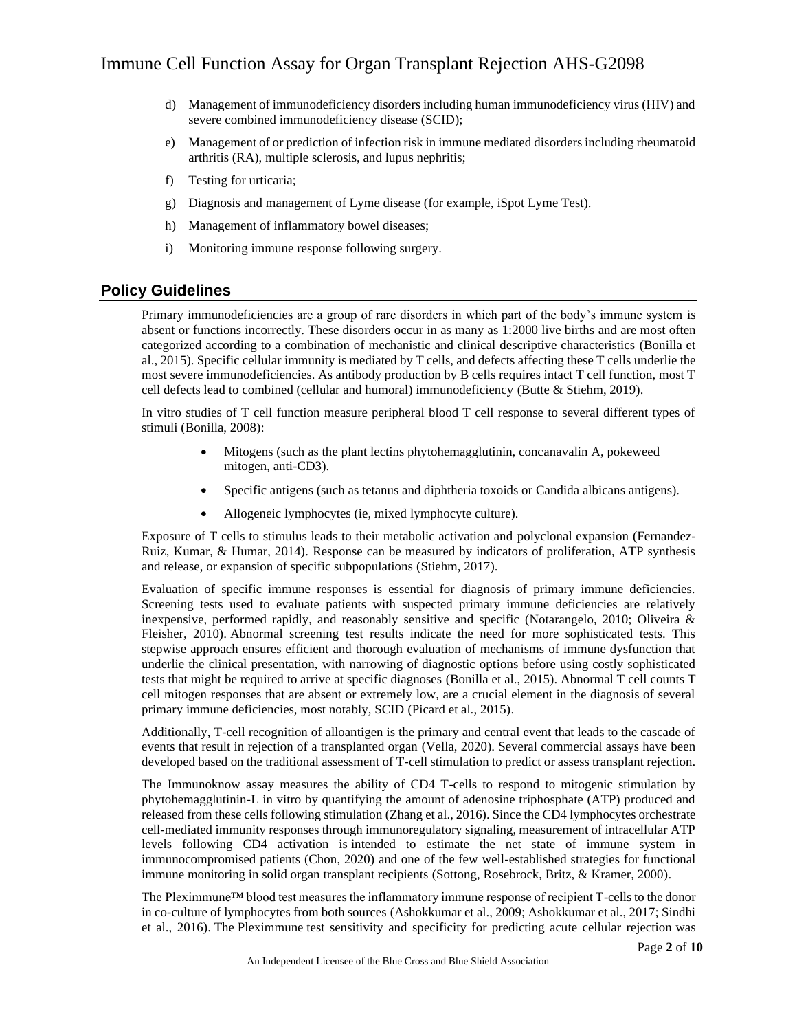d) Management of immunodeficiency disorders including human immunodeficiency virus (HIV) and severe combined immunodeficiency disease (SCID);

e) Management of or prediction of infection risk in immune mediated disorders including rheumatoid arthritis (RA), multiple sclerosis, and lupus nephritis;

f) Testing for urticaria;

g) Diagnosis and management of Lyme disease (for example, iSpot Lyme Test).

h) Management of inflammatory bowel diseases;

i) Monitoring immune response following surgery.

## Policy Guidelines

Primary immunodeficiencies are a group of rare disorders in which part of the body's immune system is absent or functions incorrectly. These disorders occur in as many as 1:2000 live births and are most often categorized according to a combination of mechanistic and clinical descriptive characteristics (Bonilla et al., 2015). Specific cellular immunity is mediated by T cells, and defects affecting these T cells underlie the most severe immunodeficiencies. As antibody production by B cells requires intact T cell function, most T cell defects lead to combined (cellular and humoral) immunodeficiency (Butte & Stiehm, 2019).

In vitro studies of T cell function measure peripheral blood T cell response to several different types of stimuli (Bonilla, 2008):

- Mitogens (such as the plant lectins phytohemagglutinin, concanavalin A, pokeweed mitogen, anti-CD3).
- Specific antigens (such as tetanus and diphtheria toxoids or Candida albicans antigens).
- Allogeneic lymphocytes (ie, mixed lymphocyte culture).

Exposure of T cells to stimulus leads to their metabolic activation and polyclonal expansion (Fernandez-Ruiz, Kumar, & Humar, 2014). Response can be measured by indicators of proliferation, ATP synthesis and release, or expansion of specific subpopulations (Stiehm, 2017).

Evaluation of specific immune responses is essential for diagnosis of primary immune deficiencies. Screening tests used to evaluate patients with suspected primary immune deficiencies are relatively inexpensive, performed rapidly, and reasonably sensitive and specific (Notarangelo, 2010; Oliveira & Fleisher, 2010). Abnormal screening test results indicate the need for more sophisticated tests. This stepwise approach ensures efficient and thorough evaluation of mechanisms of immune dysfunction that underlie the clinical presentation, with narrowing of diagnostic options before using costly sophisticated tests that might be required to arrive at specific diagnoses (Bonilla et al., 2015). Abnormal T cell counts T cell mitogen responses that are absent or extremely low, are a crucial element in the diagnosis of several primary immune deficiencies, most notably, SCID (Picard et al., 2015).

Additionally, T-cell recognition of alloantigen is the primary and central event that leads to the cascade of events that result in rejection of a transplanted organ (Vella, 2020). Several commercial assays have been developed based on the traditional assessment of T-cell stimulation to predict or assess transplant rejection.

The Immunoknow assay measures the ability of CD4 T-cells to respond to mitogenic stimulation by phytohemagglutinin-L in vitro by quantifying the amount of adenosine triphosphate (ATP) produced and released from these cells following stimulation (Zhang et al., 2016). Since the CD4 lymphocytes orchestrate cell-mediated immunity responses through immunoregulatory signaling, measurement of intracellular ATP levels following CD4 activation is intended to estimate the net state of immune system in immunocompromised patients (Chon, 2020) and one of the few well-established strategies for functional immune monitoring in solid organ transplant recipients (Sottong, Rosebrock, Britz, & Kramer, 2000).

The Pleximmune™ blood test measures the inflammatory immune response of recipient T-cells to the donor in co-culture of lymphocytes from both sources (Ashokkumar et al., 2009; Ashokkumar et al., 2017; Sindhi et al., 2016). The Pleximmune test sensitivity and specificity for predicting acute cellular rejection was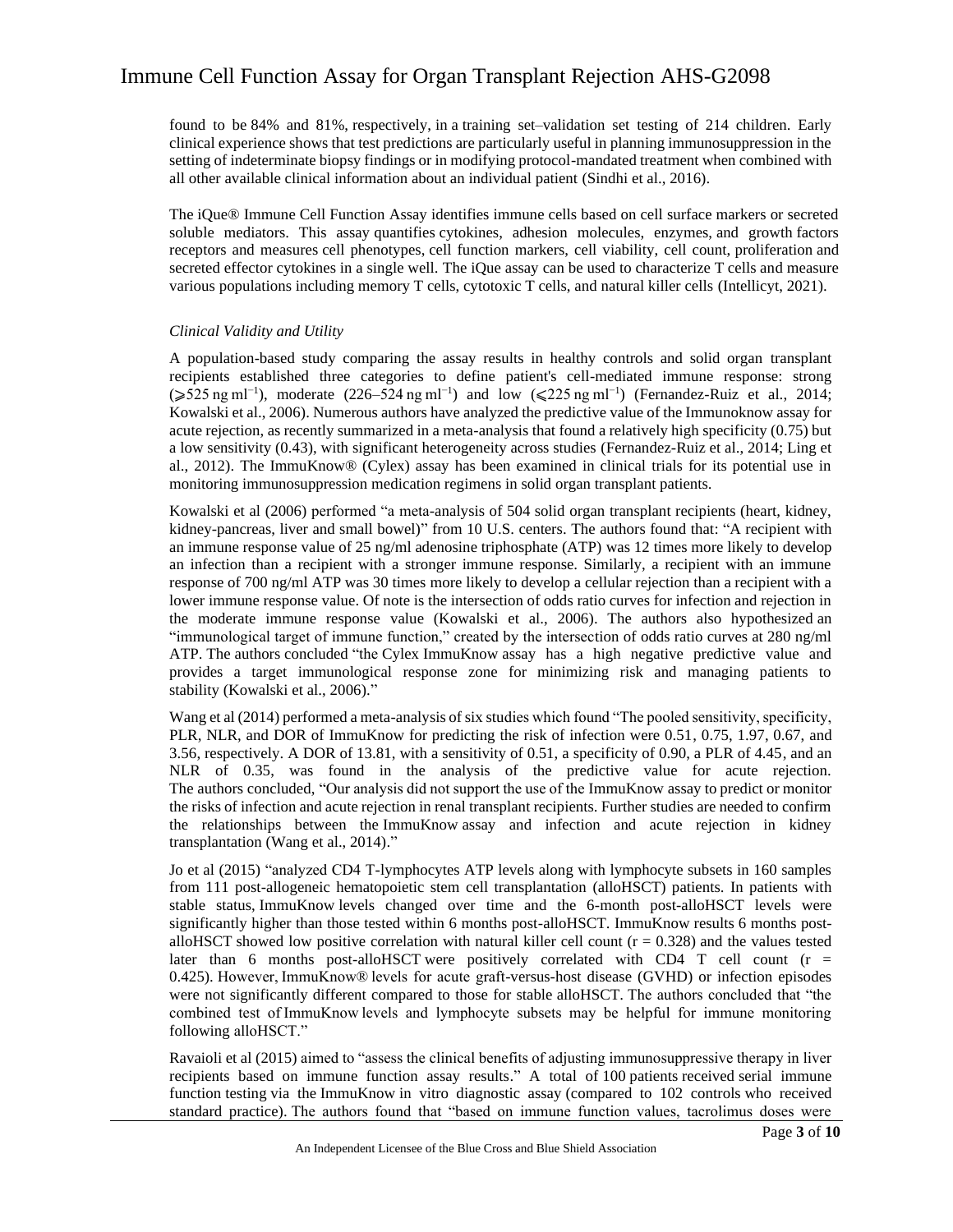found to be 84% and 81%, respectively, in a training set–validation set testing of 214 children. Early clinical experience shows that test predictions are particularly useful in planning immunosuppression in the setting of indeterminate biopsy findings or in modifying protocol-mandated treatment when combined with all other available clinical information about an individual patient (Sindhi et al., 2016).

The iQue® Immune Cell Function Assay identifies immune cells based on cell surface markers or secreted soluble mediators. This assay quantifies cytokines, adhesion molecules, enzymes, and growth factors receptors and measures cell phenotypes, cell function markers, cell viability, cell count, proliferation and secreted effector cytokines in a single well. The iQue assay can be used to characterize T cells and measure various populations including memory T cells, cytotoxic T cells, and natural killer cells (Intellicyt, 2021).

*Clinical Validity and Utility*

A population-based study comparing the assay results in healthy controls and solid organ transplant recipients established three categories to define patient's cell-mediated immune response: strong (⩾525 ng ml$^{-1}$), moderate (226–524 ng ml$^{-1}$) and low (⩽225 ng ml$^{-1}$) (Fernandez-Ruiz et al., 2014; Kowalski et al., 2006). Numerous authors have analyzed the predictive value of the Immunoknow assay for acute rejection, as recently summarized in a meta-analysis that found a relatively high specificity (0.75) but a low sensitivity (0.43), with significant heterogeneity across studies (Fernandez-Ruiz et al., 2014; Ling et al., 2012). The ImmuKnow® (Cylex) assay has been examined in clinical trials for its potential use in monitoring immunosuppression medication regimens in solid organ transplant patients.

Kowalski et al (2006) performed "a meta-analysis of 504 solid organ transplant recipients (heart, kidney, kidney-pancreas, liver and small bowel)" from 10 U.S. centers. The authors found that: "A recipient with an immune response value of 25 ng/ml adenosine triphosphate (ATP) was 12 times more likely to develop an infection than a recipient with a stronger immune response. Similarly, a recipient with an immune response of 700 ng/ml ATP was 30 times more likely to develop a cellular rejection than a recipient with a lower immune response value. Of note is the intersection of odds ratio curves for infection and rejection in the moderate immune response value (Kowalski et al., 2006). The authors also hypothesized an "immunological target of immune function," created by the intersection of odds ratio curves at 280 ng/ml ATP. The authors concluded "the Cylex ImmuKnow assay has a high negative predictive value and provides a target immunological response zone for minimizing risk and managing patients to stability (Kowalski et al., 2006)."

Wang et al (2014) performed a meta-analysis of six studies which found "The pooled sensitivity, specificity, PLR, NLR, and DOR of ImmuKnow for predicting the risk of infection were 0.51, 0.75, 1.97, 0.67, and 3.56, respectively. A DOR of 13.81, with a sensitivity of 0.51, a specificity of 0.90, a PLR of 4.45, and an NLR of 0.35, was found in the analysis of the predictive value for acute rejection. The authors concluded, "Our analysis did not support the use of the ImmuKnow assay to predict or monitor the risks of infection and acute rejection in renal transplant recipients. Further studies are needed to confirm the relationships between the ImmuKnow assay and infection and acute rejection in kidney transplantation (Wang et al., 2014)."

Jo et al (2015) "analyzed CD4 T-lymphocytes ATP levels along with lymphocyte subsets in 160 samples from 111 post-allogeneic hematopoietic stem cell transplantation (alloHSCT) patients. In patients with stable status, ImmuKnow levels changed over time and the 6-month post-alloHSCT levels were significantly higher than those tested within 6 months post-alloHSCT. ImmuKnow results 6 months post-alloHSCT showed low positive correlation with natural killer cell count ($r = 0.328$) and the values tested later than 6 months post-alloHSCT were positively correlated with CD4 T cell count ($r = 0.425$). However, ImmuKnow® levels for acute graft-versus-host disease (GVHD) or infection episodes were not significantly different compared to those for stable alloHSCT. The authors concluded that "the combined test of ImmuKnow levels and lymphocyte subsets may be helpful for immune monitoring following alloHSCT."

Ravaioli et al (2015) aimed to "assess the clinical benefits of adjusting immunosuppressive therapy in liver recipients based on immune function assay results." A total of 100 patients received serial immune function testing via the ImmuKnow in vitro diagnostic assay (compared to 102 controls who received standard practice). The authors found that "based on immune function values, tacrolimus doses were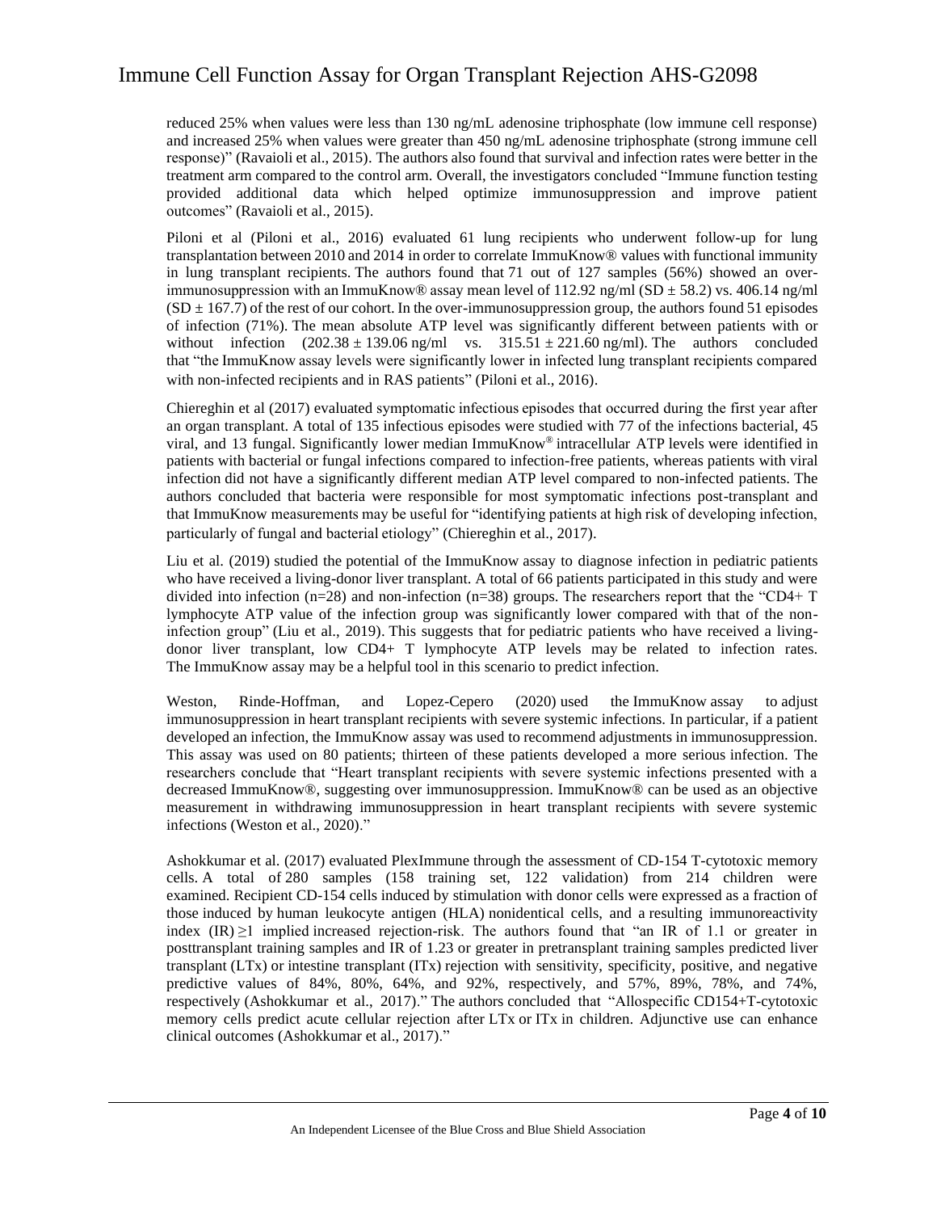reduced 25% when values were less than 130 ng/mL adenosine triphosphate (low immune cell response) and increased 25% when values were greater than 450 ng/mL adenosine triphosphate (strong immune cell response)" (Ravaioli et al., 2015). The authors also found that survival and infection rates were better in the treatment arm compared to the control arm. Overall, the investigators concluded "Immune function testing provided additional data which helped optimize immunosuppression and improve patient outcomes" (Ravaioli et al., 2015).

Piloni et al (Piloni et al., 2016) evaluated 61 lung recipients who underwent follow-up for lung transplantation between 2010 and 2014 in order to correlate ImmuKnow® values with functional immunity in lung transplant recipients. The authors found that 71 out of 127 samples (56%) showed an over-immunosuppression with an ImmuKnow® assay mean level of 112.92 ng/ml (SD ± 58.2) vs. 406.14 ng/ml (SD ± 167.7) of the rest of our cohort. In the over-immunosuppression group, the authors found 51 episodes of infection (71%). The mean absolute ATP level was significantly different between patients with or without infection (202.38 ± 139.06 ng/ml vs. 315.51 ± 221.60 ng/ml). The authors concluded that "the ImmuKnow assay levels were significantly lower in infected lung transplant recipients compared with non-infected recipients and in RAS patients" (Piloni et al., 2016).

Chiereghin et al (2017) evaluated symptomatic infectious episodes that occurred during the first year after an organ transplant. A total of 135 infectious episodes were studied with 77 of the infections bacterial, 45 viral, and 13 fungal. Significantly lower median ImmuKnow® intracellular ATP levels were identified in patients with bacterial or fungal infections compared to infection-free patients, whereas patients with viral infection did not have a significantly different median ATP level compared to non-infected patients. The authors concluded that bacteria were responsible for most symptomatic infections post-transplant and that ImmuKnow measurements may be useful for "identifying patients at high risk of developing infection, particularly of fungal and bacterial etiology" (Chiereghin et al., 2017).

Liu et al. (2019) studied the potential of the ImmuKnow assay to diagnose infection in pediatric patients who have received a living-donor liver transplant. A total of 66 patients participated in this study and were divided into infection (n=28) and non-infection (n=38) groups. The researchers report that the "CD4+ T lymphocyte ATP value of the infection group was significantly lower compared with that of the non-infection group" (Liu et al., 2019). This suggests that for pediatric patients who have received a living-donor liver transplant, low CD4+ T lymphocyte ATP levels may be related to infection rates. The ImmuKnow assay may be a helpful tool in this scenario to predict infection.

Weston, Rinde-Hoffman, and Lopez-Cepero (2020) used the ImmuKnow assay to adjust immunosuppression in heart transplant recipients with severe systemic infections. In particular, if a patient developed an infection, the ImmuKnow assay was used to recommend adjustments in immunosuppression. This assay was used on 80 patients; thirteen of these patients developed a more serious infection. The researchers conclude that "Heart transplant recipients with severe systemic infections presented with a decreased ImmuKnow®, suggesting over immunosuppression. ImmuKnow® can be used as an objective measurement in withdrawing immunosuppression in heart transplant recipients with severe systemic infections (Weston et al., 2020)."

Ashokkumar et al. (2017) evaluated PlexImmune through the assessment of CD-154 T-cytotoxic memory cells. A total of 280 samples (158 training set, 122 validation) from 214 children were examined. Recipient CD-154 cells induced by stimulation with donor cells were expressed as a fraction of those induced by human leukocyte antigen (HLA) nonidentical cells, and a resulting immunoreactivity index (IR) ≥1 implied increased rejection-risk. The authors found that "an IR of 1.1 or greater in posttransplant training samples and IR of 1.23 or greater in pretransplant training samples predicted liver transplant (LTx) or intestine transplant (ITx) rejection with sensitivity, specificity, positive, and negative predictive values of 84%, 80%, 64%, and 92%, respectively, and 57%, 89%, 78%, and 74%, respectively (Ashokkumar et al., 2017)." The authors concluded that "Allospecific CD154+T-cytotoxic memory cells predict acute cellular rejection after LTx or ITx in children. Adjunctive use can enhance clinical outcomes (Ashokkumar et al., 2017)."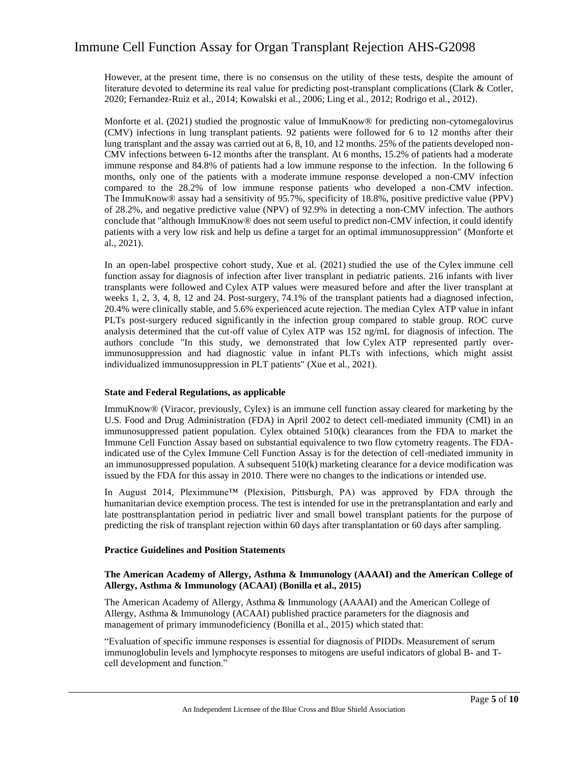However, at the present time, there is no consensus on the utility of these tests, despite the amount of literature devoted to determine its real value for predicting post-transplant complications (Clark & Cotler, 2020; Fernandez-Ruiz et al., 2014; Kowalski et al., 2006; Ling et al., 2012; Rodrigo et al., 2012).

Monforte et al. (2021) studied the prognostic value of ImmuKnow® for predicting non-cytomegalovirus (CMV) infections in lung transplant patients. 92 patients were followed for 6 to 12 months after their lung transplant and the assay was carried out at 6, 8, 10, and 12 months. 25% of the patients developed non-CMV infections between 6-12 months after the transplant. At 6 months, 15.2% of patients had a moderate immune response and 84.8% of patients had a low immune response to the infection. In the following 6 months, only one of the patients with a moderate immune response developed a non-CMV infection compared to the 28.2% of low immune response patients who developed a non-CMV infection. The ImmuKnow® assay had a sensitivity of 95.7%, specificity of 18.8%, positive predictive value (PPV) of 28.2%, and negative predictive value (NPV) of 92.9% in detecting a non-CMV infection. The authors conclude that "although ImmuKnow® does not seem useful to predict non-CMV infection, it could identify patients with a very low risk and help us define a target for an optimal immunosuppression" (Monforte et al., 2021).

In an open-label prospective cohort study, Xue et al. (2021) studied the use of the Cylex immune cell function assay for diagnosis of infection after liver transplant in pediatric patients. 216 infants with liver transplants were followed and Cylex ATP values were measured before and after the liver transplant at weeks 1, 2, 3, 4, 8, 12 and 24. Post-surgery, 74.1% of the transplant patients had a diagnosed infection, 20.4% were clinically stable, and 5.6% experienced acute rejection. The median Cylex ATP value in infant PLTs post-surgery reduced significantly in the infection group compared to stable group. ROC curve analysis determined that the cut-off value of Cylex ATP was 152 ng/mL for diagnosis of infection. The authors conclude "In this study, we demonstrated that low Cylex ATP represented partly over-immunosuppression and had diagnostic value in infant PLTs with infections, which might assist individualized immunosuppression in PLT patients" (Xue et al., 2021).

### State and Federal Regulations, as applicable

ImmuKnow® (Viracor, previously, Cylex) is an immune cell function assay cleared for marketing by the U.S. Food and Drug Administration (FDA) in April 2002 to detect cell-mediated immunity (CMI) in an immunosuppressed patient population. Cylex obtained 510(k) clearances from the FDA to market the Immune Cell Function Assay based on substantial equivalence to two flow cytometry reagents. The FDA-indicated use of the Cylex Immune Cell Function Assay is for the detection of cell-mediated immunity in an immunosuppressed population. A subsequent 510(k) marketing clearance for a device modification was issued by the FDA for this assay in 2010. There were no changes to the indications or intended use.

In August 2014, Pleximmune™ (Plexision, Pittsburgh, PA) was approved by FDA through the humanitarian device exemption process. The test is intended for use in the pretransplantation and early and late posttransplantation period in pediatric liver and small bowel transplant patients for the purpose of predicting the risk of transplant rejection within 60 days after transplantation or 60 days after sampling.

### Practice Guidelines and Position Statements

#### The American Academy of Allergy, Asthma & Immunology (AAAAI) and the American College of Allergy, Asthma & Immunology (ACAAI) (Bonilla et al., 2015)

The American Academy of Allergy, Asthma & Immunology (AAAAI) and the American College of Allergy, Asthma & Immunology (ACAAI) published practice parameters for the diagnosis and management of primary immunodeficiency (Bonilla et al., 2015) which stated that:

"Evaluation of specific immune responses is essential for diagnosis of PIDDs. Measurement of serum immunoglobulin levels and lymphocyte responses to mitogens are useful indicators of global B- and T-cell development and function."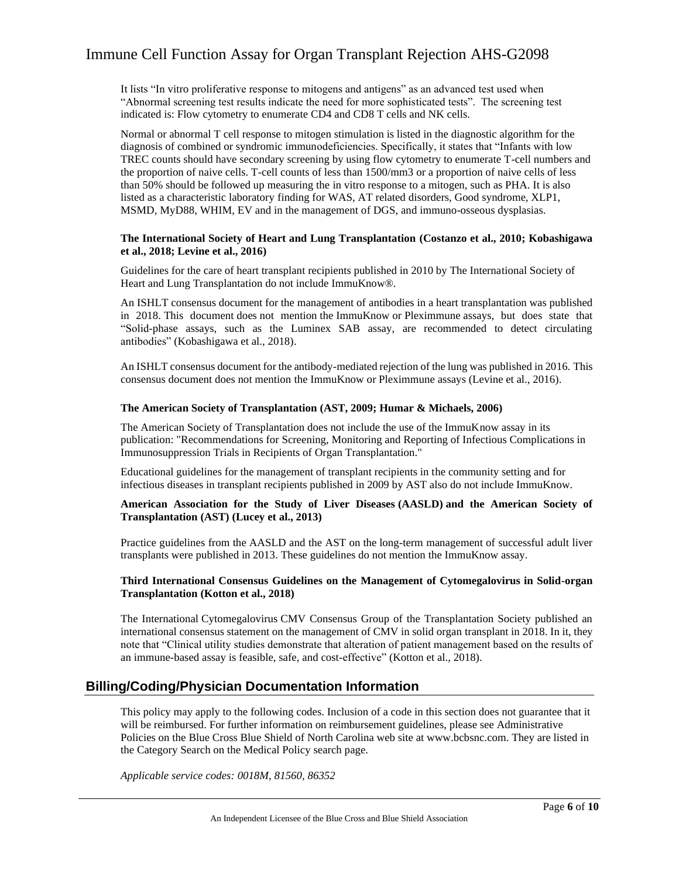It lists "In vitro proliferative response to mitogens and antigens" as an advanced test used when "Abnormal screening test results indicate the need for more sophisticated tests". The screening test indicated is: Flow cytometry to enumerate CD4 and CD8 T cells and NK cells.

Normal or abnormal T cell response to mitogen stimulation is listed in the diagnostic algorithm for the diagnosis of combined or syndromic immunodeficiencies. Specifically, it states that "Infants with low TREC counts should have secondary screening by using flow cytometry to enumerate T-cell numbers and the proportion of naive cells. T-cell counts of less than 1500/mm3 or a proportion of naive cells of less than 50% should be followed up measuring the in vitro response to a mitogen, such as PHA. It is also listed as a characteristic laboratory finding for WAS, AT related disorders, Good syndrome, XLP1, MSMD, MyD88, WHIM, EV and in the management of DGS, and immuno-osseous dysplasias.

**The International Society of Heart and Lung Transplantation (Costanzo et al., 2010; Kobashigawa et al., 2018; Levine et al., 2016)**

Guidelines for the care of heart transplant recipients published in 2010 by The International Society of Heart and Lung Transplantation do not include ImmuKnow®.

An ISHLT consensus document for the management of antibodies in a heart transplantation was published in 2018. This document does not mention the ImmuKnow or Pleximmune assays, but does state that "Solid-phase assays, such as the Luminex SAB assay, are recommended to detect circulating antibodies" (Kobashigawa et al., 2018).

An ISHLT consensus document for the antibody-mediated rejection of the lung was published in 2016. This consensus document does not mention the ImmuKnow or Pleximmune assays (Levine et al., 2016).

**The American Society of Transplantation (AST, 2009; Humar & Michaels, 2006)**

The American Society of Transplantation does not include the use of the ImmuKnow assay in its publication: "Recommendations for Screening, Monitoring and Reporting of Infectious Complications in Immunosuppression Trials in Recipients of Organ Transplantation."

Educational guidelines for the management of transplant recipients in the community setting and for infectious diseases in transplant recipients published in 2009 by AST also do not include ImmuKnow.

**American Association for the Study of Liver Diseases (AASLD) and the American Society of Transplantation (AST) (Lucey et al., 2013)**

Practice guidelines from the AASLD and the AST on the long-term management of successful adult liver transplants were published in 2013. These guidelines do not mention the ImmuKnow assay.

**Third International Consensus Guidelines on the Management of Cytomegalovirus in Solid-organ Transplantation (Kotton et al., 2018)**

The International Cytomegalovirus CMV Consensus Group of the Transplantation Society published an international consensus statement on the management of CMV in solid organ transplant in 2018. In it, they note that "Clinical utility studies demonstrate that alteration of patient management based on the results of an immune-based assay is feasible, safe, and cost-effective" (Kotton et al., 2018).

## Billing/Coding/Physician Documentation Information

This policy may apply to the following codes. Inclusion of a code in this section does not guarantee that it will be reimbursed. For further information on reimbursement guidelines, please see Administrative Policies on the Blue Cross Blue Shield of North Carolina web site at www.bcbsnc.com. They are listed in the Category Search on the Medical Policy search page.

*Applicable service codes: 0018M, 81560, 86352*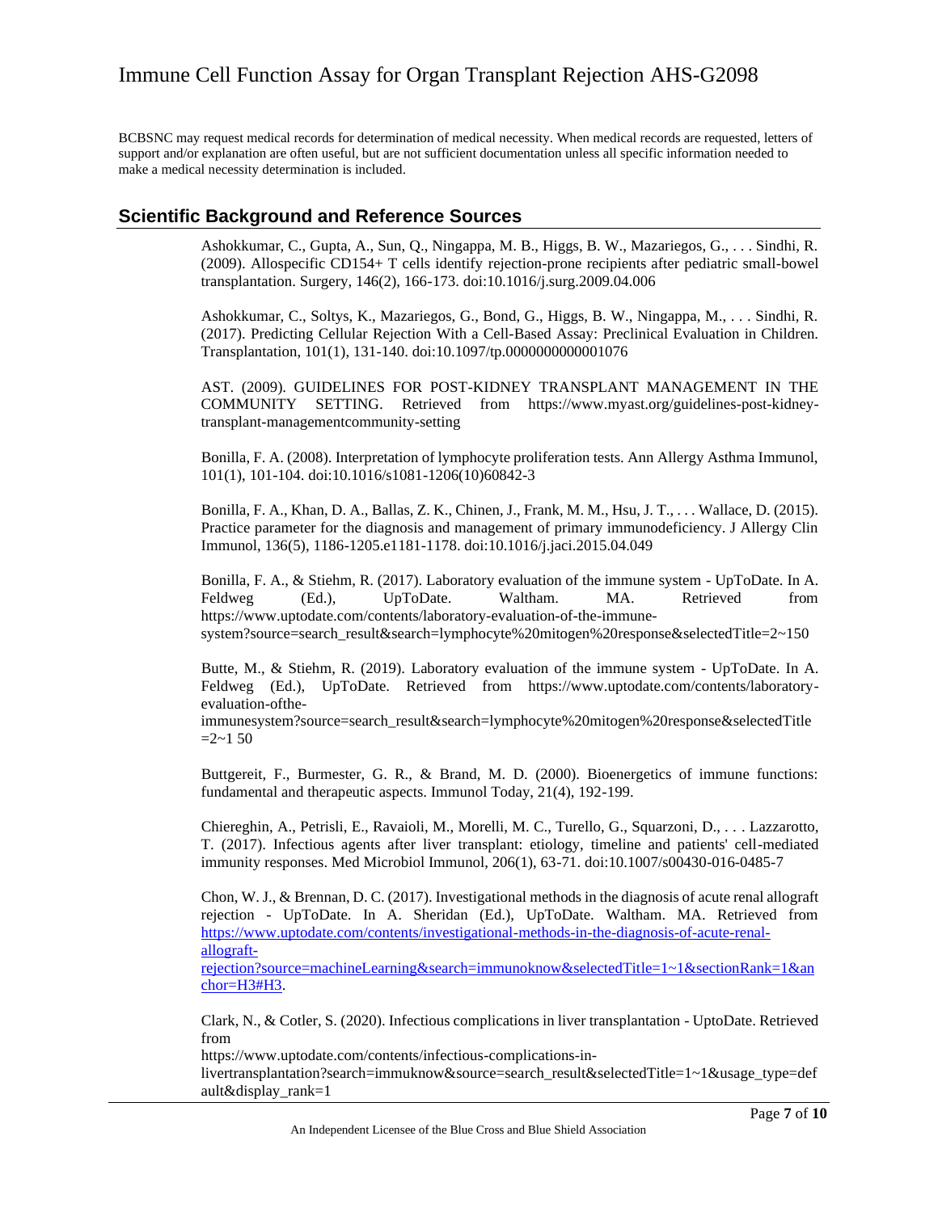BCBSNC may request medical records for determination of medical necessity. When medical records are requested, letters of support and/or explanation are often useful, but are not sufficient documentation unless all specific information needed to make a medical necessity determination is included.

## Scientific Background and Reference Sources

Ashokkumar, C., Gupta, A., Sun, Q., Ningappa, M. B., Higgs, B. W., Mazariegos, G., . . . Sindhi, R. (2009). Allospecific CD154+ T cells identify rejection-prone recipients after pediatric small-bowel transplantation. Surgery, 146(2), 166-173. doi:10.1016/j.surg.2009.04.006

Ashokkumar, C., Soltys, K., Mazariegos, G., Bond, G., Higgs, B. W., Ningappa, M., . . . Sindhi, R. (2017). Predicting Cellular Rejection With a Cell-Based Assay: Preclinical Evaluation in Children. Transplantation, 101(1), 131-140. doi:10.1097/tp.0000000000001076

AST. (2009). GUIDELINES FOR POST-KIDNEY TRANSPLANT MANAGEMENT IN THE COMMUNITY SETTING. Retrieved from https://www.myast.org/guidelines-post-kidney-transplant-managementcommunity-setting

Bonilla, F. A. (2008). Interpretation of lymphocyte proliferation tests. Ann Allergy Asthma Immunol, 101(1), 101-104. doi:10.1016/s1081-1206(10)60842-3

Bonilla, F. A., Khan, D. A., Ballas, Z. K., Chinen, J., Frank, M. M., Hsu, J. T., . . . Wallace, D. (2015). Practice parameter for the diagnosis and management of primary immunodeficiency. J Allergy Clin Immunol, 136(5), 1186-1205.e1181-1178. doi:10.1016/j.jaci.2015.04.049

Bonilla, F. A., & Stiehm, R. (2017). Laboratory evaluation of the immune system - UpToDate. In A. Feldweg (Ed.), UpToDate. Waltham. MA. Retrieved from https://www.uptodate.com/contents/laboratory-evaluation-of-the-immune-system?source=search_result&search=lymphocyte%20mitogen%20response&selectedTitle=2~150

Butte, M., & Stiehm, R. (2019). Laboratory evaluation of the immune system - UpToDate. In A. Feldweg (Ed.), UpToDate. Retrieved from https://www.uptodate.com/contents/laboratory-evaluation-ofthe-immunesystem?source=search_result&search=lymphocyte%20mitogen%20response&selectedTitle=2~1 50

Buttgereit, F., Burmester, G. R., & Brand, M. D. (2000). Bioenergetics of immune functions: fundamental and therapeutic aspects. Immunol Today, 21(4), 192-199.

Chiereghin, A., Petrisli, E., Ravaioli, M., Morelli, M. C., Turello, G., Squarzoni, D., . . . Lazzarotto, T. (2017). Infectious agents after liver transplant: etiology, timeline and patients' cell-mediated immunity responses. Med Microbiol Immunol, 206(1), 63-71. doi:10.1007/s00430-016-0485-7

Chon, W. J., & Brennan, D. C. (2017). Investigational methods in the diagnosis of acute renal allograft rejection - UpToDate. In A. Sheridan (Ed.), UpToDate. Waltham. MA. Retrieved from https://www.uptodate.com/contents/investigational-methods-in-the-diagnosis-of-acute-renal-allograft-rejection?source=machineLearning&search=immunoknow&selectedTitle=1~1&sectionRank=1&anchor=H3#H3.

Clark, N., & Cotler, S. (2020). Infectious complications in liver transplantation - UptoDate. Retrieved from https://www.uptodate.com/contents/infectious-complications-in-livertransplantation?search=immuknow&source=search_result&selectedTitle=1~1&usage_type=default&display_rank=1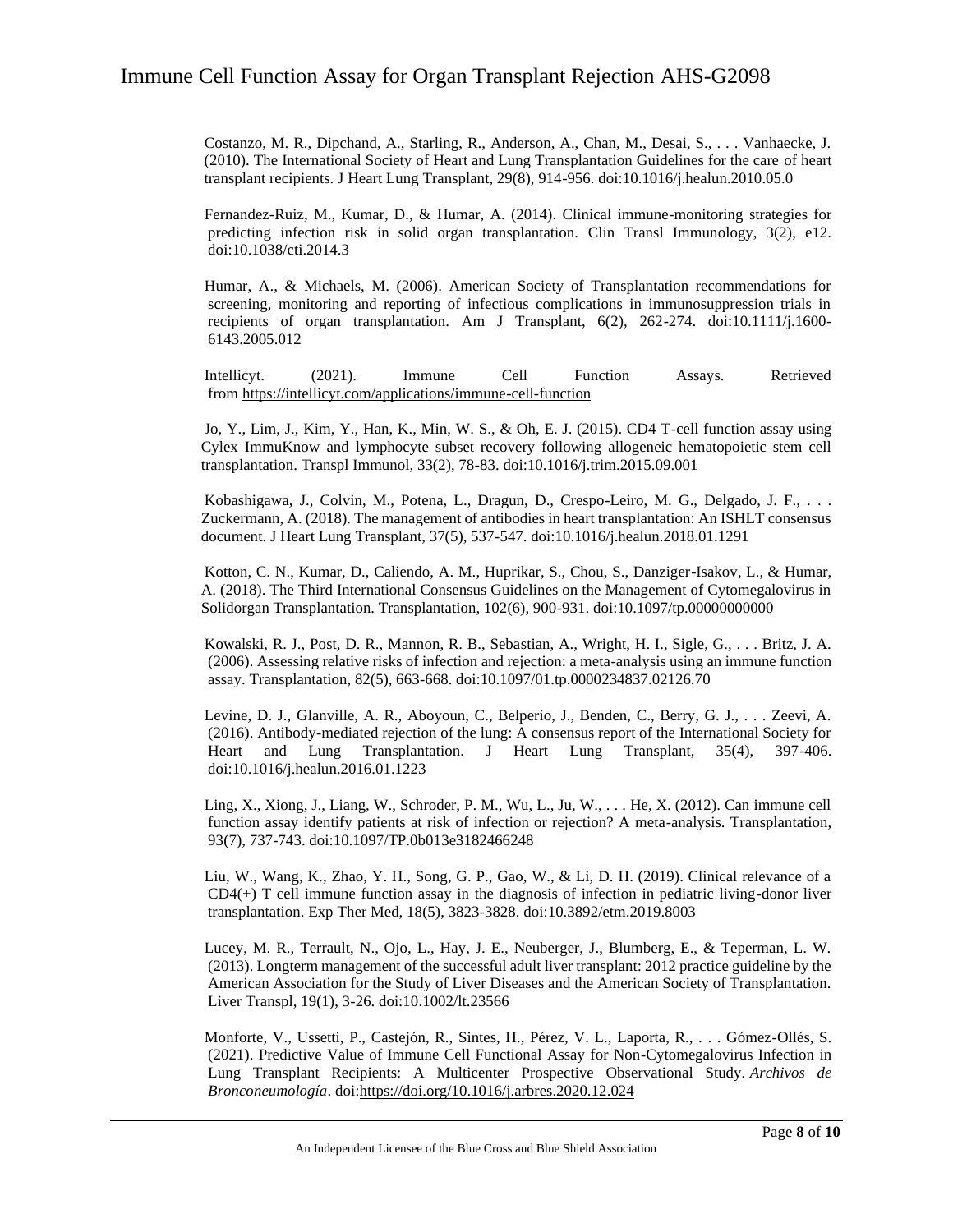Costanzo, M. R., Dipchand, A., Starling, R., Anderson, A., Chan, M., Desai, S., . . . Vanhaecke, J. (2010). The International Society of Heart and Lung Transplantation Guidelines for the care of heart transplant recipients. J Heart Lung Transplant, 29(8), 914-956. doi:10.1016/j.healun.2010.05.0

Fernandez-Ruiz, M., Kumar, D., & Humar, A. (2014). Clinical immune-monitoring strategies for predicting infection risk in solid organ transplantation. Clin Transl Immunology, 3(2), e12. doi:10.1038/cti.2014.3

Humar, A., & Michaels, M. (2006). American Society of Transplantation recommendations for screening, monitoring and reporting of infectious complications in immunosuppression trials in recipients of organ transplantation. Am J Transplant, 6(2), 262-274. doi:10.1111/j.1600-6143.2005.012

Intellicyt. (2021). Immune Cell Function Assays. Retrieved from https://intellicyt.com/applications/immune-cell-function

Jo, Y., Lim, J., Kim, Y., Han, K., Min, W. S., & Oh, E. J. (2015). CD4 T-cell function assay using Cylex ImmuKnow and lymphocyte subset recovery following allogeneic hematopoietic stem cell transplantation. Transpl Immunol, 33(2), 78-83. doi:10.1016/j.trim.2015.09.001

Kobashigawa, J., Colvin, M., Potena, L., Dragun, D., Crespo-Leiro, M. G., Delgado, J. F., . . . Zuckermann, A. (2018). The management of antibodies in heart transplantation: An ISHLT consensus document. J Heart Lung Transplant, 37(5), 537-547. doi:10.1016/j.healun.2018.01.1291

Kotton, C. N., Kumar, D., Caliendo, A. M., Huprikar, S., Chou, S., Danziger-Isakov, L., & Humar, A. (2018). The Third International Consensus Guidelines on the Management of Cytomegalovirus in Solidorgan Transplantation. Transplantation, 102(6), 900-931. doi:10.1097/tp.00000000000

Kowalski, R. J., Post, D. R., Mannon, R. B., Sebastian, A., Wright, H. I., Sigle, G., . . . Britz, J. A. (2006). Assessing relative risks of infection and rejection: a meta-analysis using an immune function assay. Transplantation, 82(5), 663-668. doi:10.1097/01.tp.0000234837.02126.70

Levine, D. J., Glanville, A. R., Aboyoun, C., Belperio, J., Benden, C., Berry, G. J., . . . Zeevi, A. (2016). Antibody-mediated rejection of the lung: A consensus report of the International Society for Heart and Lung Transplantation. J Heart Lung Transplant, 35(4), 397-406. doi:10.1016/j.healun.2016.01.1223

Ling, X., Xiong, J., Liang, W., Schroder, P. M., Wu, L., Ju, W., . . . He, X. (2012). Can immune cell function assay identify patients at risk of infection or rejection? A meta-analysis. Transplantation, 93(7), 737-743. doi:10.1097/TP.0b013e3182466248

Liu, W., Wang, K., Zhao, Y. H., Song, G. P., Gao, W., & Li, D. H. (2019). Clinical relevance of a CD4(+) T cell immune function assay in the diagnosis of infection in pediatric living-donor liver transplantation. Exp Ther Med, 18(5), 3823-3828. doi:10.3892/etm.2019.8003

Lucey, M. R., Terrault, N., Ojo, L., Hay, J. E., Neuberger, J., Blumberg, E., & Teperman, L. W. (2013). Longterm management of the successful adult liver transplant: 2012 practice guideline by the American Association for the Study of Liver Diseases and the American Society of Transplantation. Liver Transpl, 19(1), 3-26. doi:10.1002/lt.23566

Monforte, V., Ussetti, P., Castejón, R., Sintes, H., Pérez, V. L., Laporta, R., . . . Gómez-Ollés, S. (2021). Predictive Value of Immune Cell Functional Assay for Non-Cytomegalovirus Infection in Lung Transplant Recipients: A Multicenter Prospective Observational Study. *Archivos de Bronconeumología*. doi:https://doi.org/10.1016/j.arbres.2020.12.024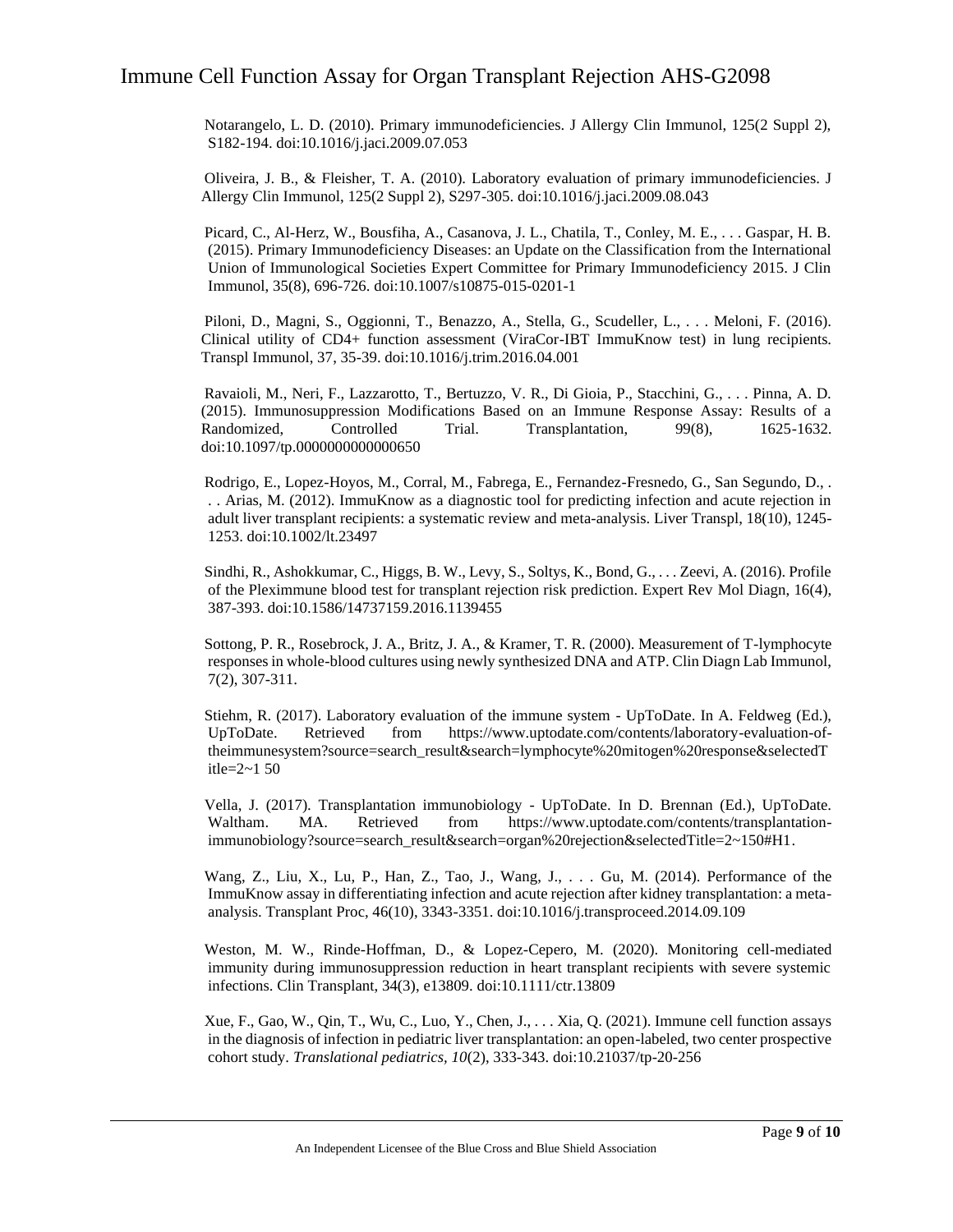Notarangelo, L. D. (2010). Primary immunodeficiencies. J Allergy Clin Immunol, 125(2 Suppl 2), S182-194. doi:10.1016/j.jaci.2009.07.053

Oliveira, J. B., & Fleisher, T. A. (2010). Laboratory evaluation of primary immunodeficiencies. J Allergy Clin Immunol, 125(2 Suppl 2), S297-305. doi:10.1016/j.jaci.2009.08.043

Picard, C., Al-Herz, W., Bousfiha, A., Casanova, J. L., Chatila, T., Conley, M. E., . . . Gaspar, H. B. (2015). Primary Immunodeficiency Diseases: an Update on the Classification from the International Union of Immunological Societies Expert Committee for Primary Immunodeficiency 2015. J Clin Immunol, 35(8), 696-726. doi:10.1007/s10875-015-0201-1

Piloni, D., Magni, S., Oggionni, T., Benazzo, A., Stella, G., Scudeller, L., . . . Meloni, F. (2016). Clinical utility of CD4+ function assessment (ViraCor-IBT ImmuKnow test) in lung recipients. Transpl Immunol, 37, 35-39. doi:10.1016/j.trim.2016.04.001

Ravaioli, M., Neri, F., Lazzarotto, T., Bertuzzo, V. R., Di Gioia, P., Stacchini, G., . . . Pinna, A. D. (2015). Immunosuppression Modifications Based on an Immune Response Assay: Results of a Randomized, Controlled Trial. Transplantation, 99(8), 1625-1632. doi:10.1097/tp.0000000000000650

Rodrigo, E., Lopez-Hoyos, M., Corral, M., Fabrega, E., Fernandez-Fresnedo, G., San Segundo, D., . . . Arias, M. (2012). ImmuKnow as a diagnostic tool for predicting infection and acute rejection in adult liver transplant recipients: a systematic review and meta-analysis. Liver Transpl, 18(10), 1245-1253. doi:10.1002/lt.23497

Sindhi, R., Ashokkumar, C., Higgs, B. W., Levy, S., Soltys, K., Bond, G., . . . Zeevi, A. (2016). Profile of the Pleximmune blood test for transplant rejection risk prediction. Expert Rev Mol Diagn, 16(4), 387-393. doi:10.1586/14737159.2016.1139455

Sottong, P. R., Rosebrock, J. A., Britz, J. A., & Kramer, T. R. (2000). Measurement of T-lymphocyte responses in whole-blood cultures using newly synthesized DNA and ATP. Clin Diagn Lab Immunol, 7(2), 307-311.

Stiehm, R. (2017). Laboratory evaluation of the immune system - UpToDate. In A. Feldweg (Ed.), UpToDate. Retrieved from https://www.uptodate.com/contents/laboratory-evaluation-of-theimmunesystem?source=search_result&search=lymphocyte%20mitogen%20response&selectedTitle=2~1 50

Vella, J. (2017). Transplantation immunobiology - UpToDate. In D. Brennan (Ed.), UpToDate. Waltham. MA. Retrieved from https://www.uptodate.com/contents/transplantation-immunobiology?source=search_result&search=organ%20rejection&selectedTitle=2~150#H1.

Wang, Z., Liu, X., Lu, P., Han, Z., Tao, J., Wang, J., . . . Gu, M. (2014). Performance of the ImmuKnow assay in differentiating infection and acute rejection after kidney transplantation: a meta-analysis. Transplant Proc, 46(10), 3343-3351. doi:10.1016/j.transproceed.2014.09.109

Weston, M. W., Rinde-Hoffman, D., & Lopez-Cepero, M. (2020). Monitoring cell-mediated immunity during immunosuppression reduction in heart transplant recipients with severe systemic infections. Clin Transplant, 34(3), e13809. doi:10.1111/ctr.13809

Xue, F., Gao, W., Qin, T., Wu, C., Luo, Y., Chen, J., . . . Xia, Q. (2021). Immune cell function assays in the diagnosis of infection in pediatric liver transplantation: an open-labeled, two center prospective cohort study. *Translational pediatrics*, *10*(2), 333-343. doi:10.21037/tp-20-256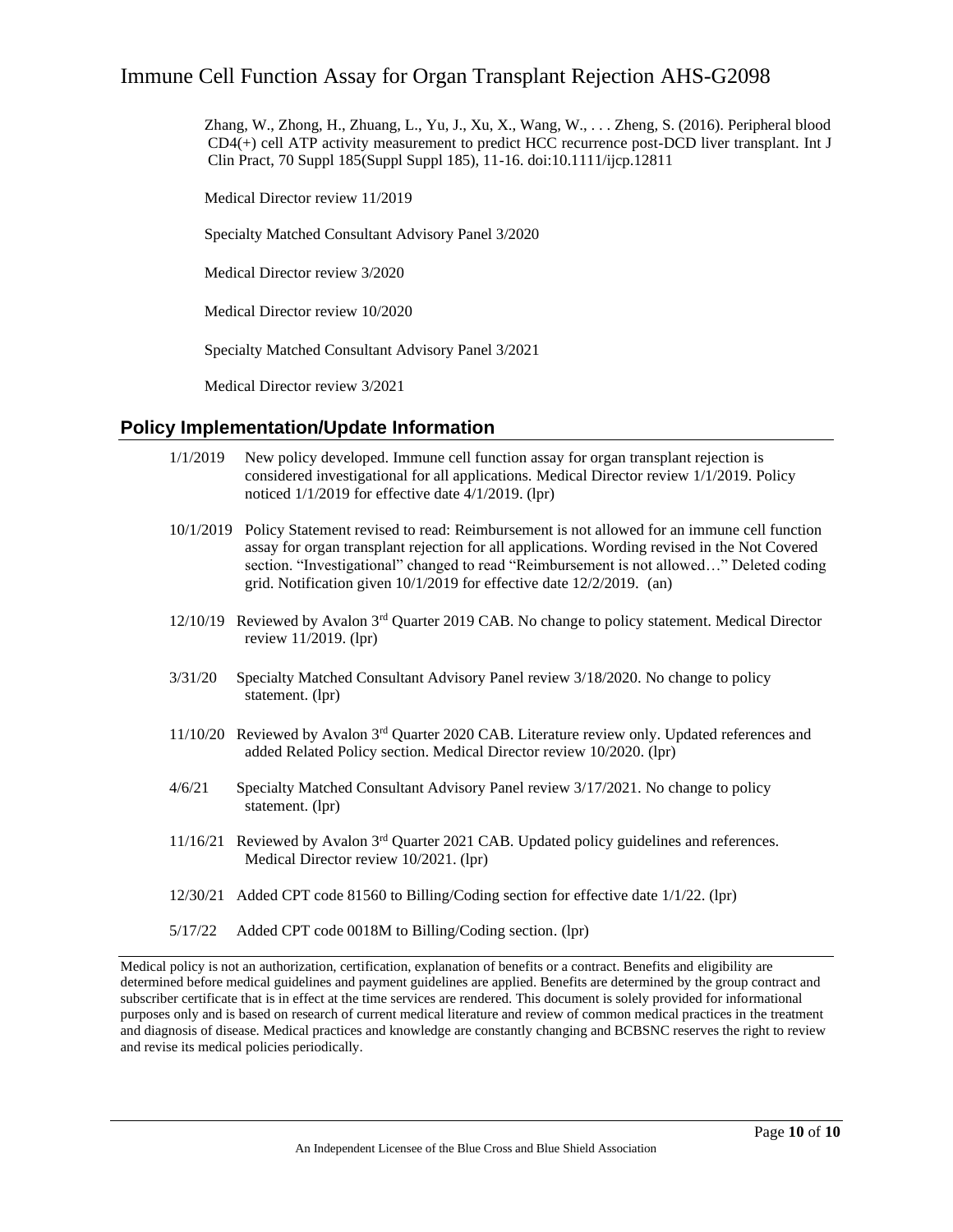Zhang, W., Zhong, H., Zhuang, L., Yu, J., Xu, X., Wang, W., . . . Zheng, S. (2016). Peripheral blood CD4(+) cell ATP activity measurement to predict HCC recurrence post-DCD liver transplant. Int J Clin Pract, 70 Suppl 185(Suppl Suppl 185), 11-16. doi:10.1111/ijcp.12811

Medical Director review 11/2019

Specialty Matched Consultant Advisory Panel 3/2020

Medical Director review 3/2020

Medical Director review 10/2020

Specialty Matched Consultant Advisory Panel 3/2021

Medical Director review 3/2021

## Policy Implementation/Update Information

1/1/2019 New policy developed. Immune cell function assay for organ transplant rejection is considered investigational for all applications. Medical Director review 1/1/2019. Policy noticed 1/1/2019 for effective date 4/1/2019. (lpr)

10/1/2019 Policy Statement revised to read: Reimbursement is not allowed for an immune cell function assay for organ transplant rejection for all applications. Wording revised in the Not Covered section. "Investigational" changed to read "Reimbursement is not allowed…" Deleted coding grid. Notification given 10/1/2019 for effective date 12/2/2019. (an)

12/10/19 Reviewed by Avalon 3rd Quarter 2019 CAB. No change to policy statement. Medical Director review 11/2019. (lpr)

3/31/20 Specialty Matched Consultant Advisory Panel review 3/18/2020. No change to policy statement. (lpr)

11/10/20 Reviewed by Avalon 3rd Quarter 2020 CAB. Literature review only. Updated references and added Related Policy section. Medical Director review 10/2020. (lpr)

4/6/21 Specialty Matched Consultant Advisory Panel review 3/17/2021. No change to policy statement. (lpr)

11/16/21 Reviewed by Avalon 3rd Quarter 2021 CAB. Updated policy guidelines and references. Medical Director review 10/2021. (lpr)

12/30/21 Added CPT code 81560 to Billing/Coding section for effective date 1/1/22. (lpr)

5/17/22 Added CPT code 0018M to Billing/Coding section. (lpr)

Medical policy is not an authorization, certification, explanation of benefits or a contract. Benefits and eligibility are determined before medical guidelines and payment guidelines are applied. Benefits are determined by the group contract and subscriber certificate that is in effect at the time services are rendered. This document is solely provided for informational purposes only and is based on research of current medical literature and review of common medical practices in the treatment and diagnosis of disease. Medical practices and knowledge are constantly changing and BCBSNC reserves the right to review and revise its medical policies periodically.